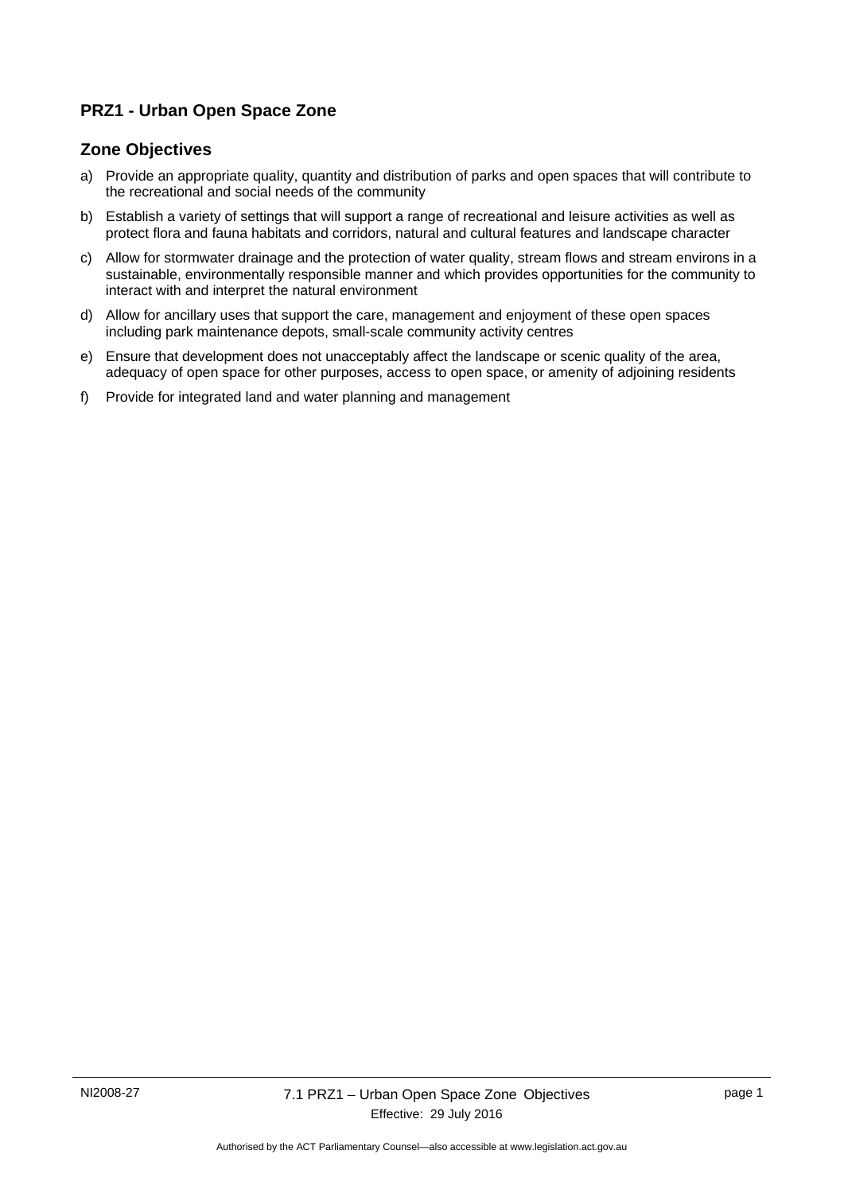# PRZ1 - Urban Open Space Zone

## Zone Objectives

a) Provide an appropriate quality, quantity and distribution of parks and open spaces that will contribute to the recreational and social needs of the community

b) Establish a variety of settings that will support a range of recreational and leisure activities as well as protect flora and fauna habitats and corridors, natural and cultural features and landscape character

c) Allow for stormwater drainage and the protection of water quality, stream flows and stream environs in a sustainable, environmentally responsible manner and which provides opportunities for the community to interact with and interpret the natural environment

d) Allow for ancillary uses that support the care, management and enjoyment of these open spaces including park maintenance depots, small-scale community activity centres

e) Ensure that development does not unacceptably affect the landscape or scenic quality of the area, adequacy of open space for other purposes, access to open space, or amenity of adjoining residents

f) Provide for integrated land and water planning and management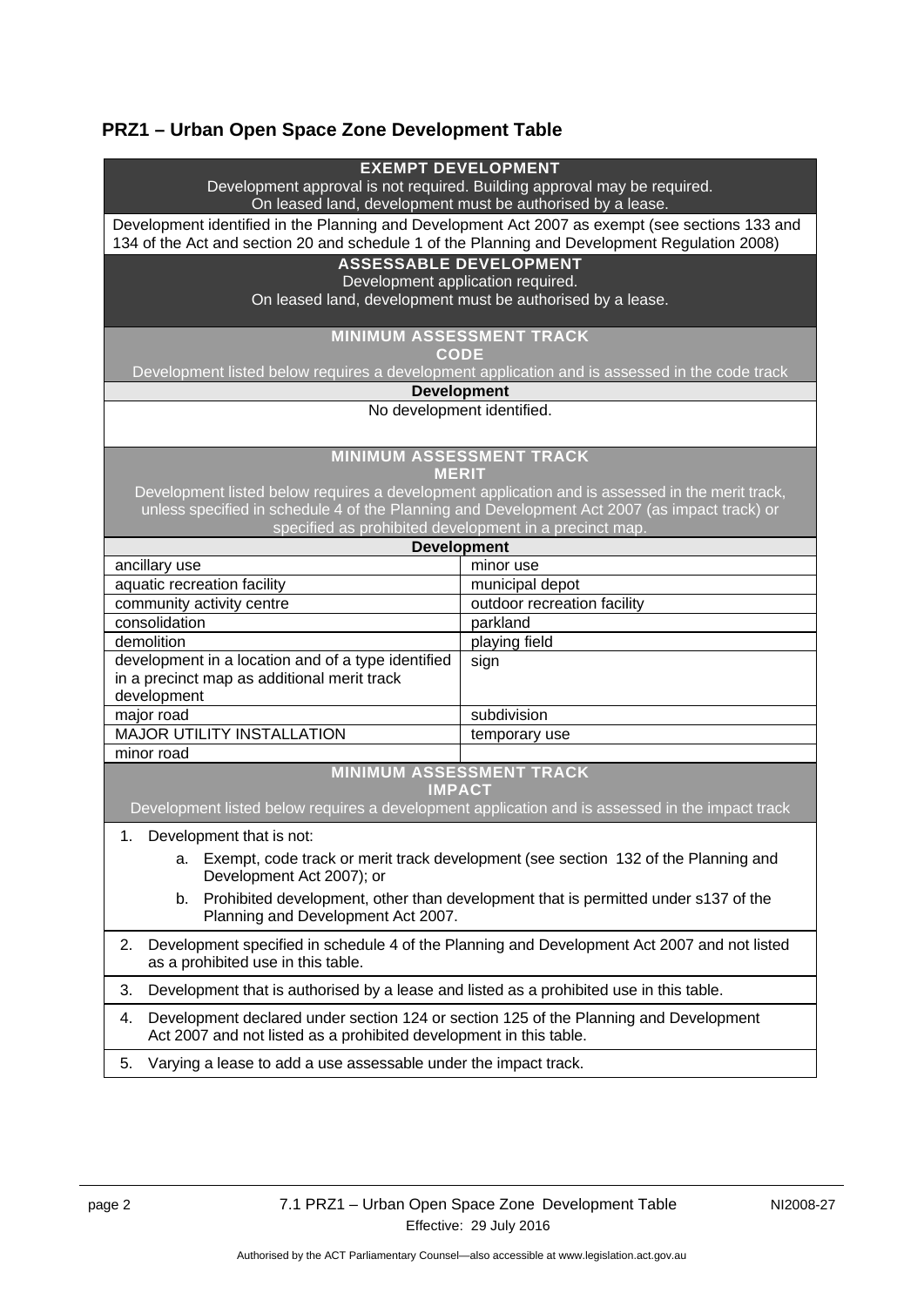## PRZ1 – Urban Open Space Zone Development Table

| **EXEMPT DEVELOPMENT**<br>Development approval is not required. Building approval may be required.<br>On leased land, development must be authorised by a lease. | |
|---|---|
| Development identified in the Planning and Development Act 2007 as exempt (see sections 133 and 134 of the Act and section 20 and schedule 1 of the Planning and Development Regulation 2008) | |
| **ASSESSABLE DEVELOPMENT**<br>Development application required.<br>On leased land, development must be authorised by a lease. | |
| **MINIMUM ASSESSMENT TRACK**<br>**CODE**<br>Development listed below requires a development application and is assessed in the code track | |
| **Development** | |
| No development identified. | |
| **MINIMUM ASSESSMENT TRACK**<br>**MERIT**<br>Development listed below requires a development application and is assessed in the merit track, unless specified in schedule 4 of the Planning and Development Act 2007 (as impact track) or specified as prohibited development in a precinct map. | |
| **Development** | |
| ancillary use | minor use |
| aquatic recreation facility | municipal depot |
| community activity centre | outdoor recreation facility |
| consolidation | parkland |
| demolition | playing field |
| development in a location and of a type identified in a precinct map as additional merit track development | sign |
| major road | subdivision |
| MAJOR UTILITY INSTALLATION | temporary use |
| minor road | |
| **MINIMUM ASSESSMENT TRACK**<br>**IMPACT**<br>Development listed below requires a development application and is assessed in the impact track | |
| 1. Development that is not:<br>a. Exempt, code track or merit track development (see section 132 of the Planning and Development Act 2007); or<br>b. Prohibited development, other than development that is permitted under s137 of the Planning and Development Act 2007. | |
| 2. Development specified in schedule 4 of the Planning and Development Act 2007 and not listed as a prohibited use in this table. | |
| 3. Development that is authorised by a lease and listed as a prohibited use in this table. | |
| 4. Development declared under section 124 or section 125 of the Planning and Development Act 2007 and not listed as a prohibited development in this table. | |
| 5. Varying a lease to add a use assessable under the impact track. | |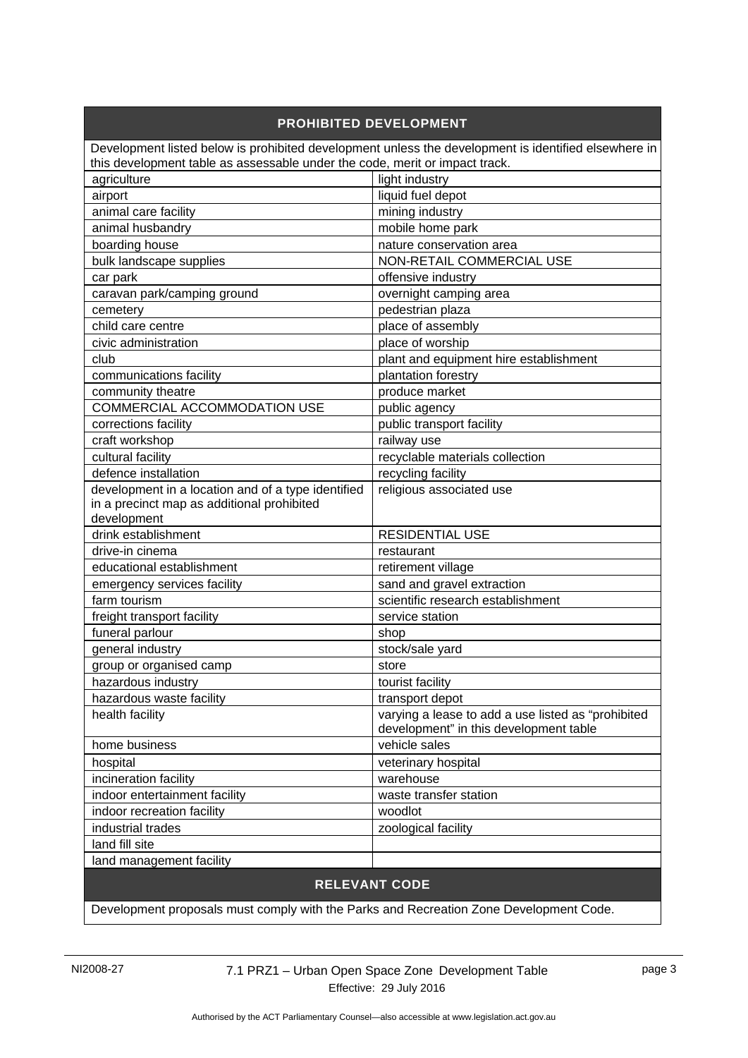## PROHIBITED DEVELOPMENT

Development listed below is prohibited development unless the development is identified elsewhere in this development table as assessable under the code, merit or impact track.

| | |
|---|---|
| agriculture | light industry |
| airport | liquid fuel depot |
| animal care facility | mining industry |
| animal husbandry | mobile home park |
| boarding house | nature conservation area |
| bulk landscape supplies | NON-RETAIL COMMERCIAL USE |
| car park | offensive industry |
| caravan park/camping ground | overnight camping area |
| cemetery | pedestrian plaza |
| child care centre | place of assembly |
| civic administration | place of worship |
| club | plant and equipment hire establishment |
| communications facility | plantation forestry |
| community theatre | produce market |
| COMMERCIAL ACCOMMODATION USE | public agency |
| corrections facility | public transport facility |
| craft workshop | railway use |
| cultural facility | recyclable materials collection |
| defence installation | recycling facility |
| development in a location and of a type identified in a precinct map as additional prohibited development | religious associated use |
| drink establishment | RESIDENTIAL USE |
| drive-in cinema | restaurant |
| educational establishment | retirement village |
| emergency services facility | sand and gravel extraction |
| farm tourism | scientific research establishment |
| freight transport facility | service station |
| funeral parlour | shop |
| general industry | stock/sale yard |
| group or organised camp | store |
| hazardous industry | tourist facility |
| hazardous waste facility | transport depot |
| health facility | varying a lease to add a use listed as "prohibited development" in this development table |
| home business | vehicle sales |
| hospital | veterinary hospital |
| incineration facility | warehouse |
| indoor entertainment facility | waste transfer station |
| indoor recreation facility | woodlot |
| industrial trades | zoological facility |
| land fill site | |
| land management facility | |

## RELEVANT CODE

Development proposals must comply with the Parks and Recreation Zone Development Code.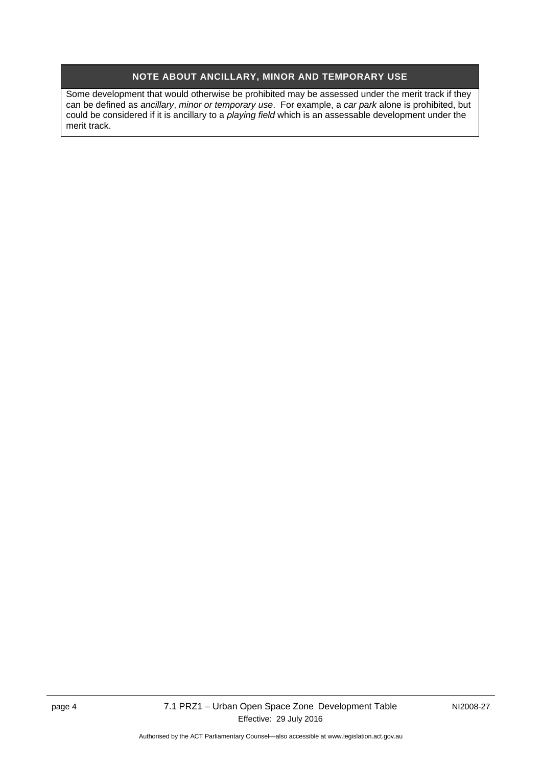**NOTE ABOUT ANCILLARY, MINOR AND TEMPORARY USE**

Some development that would otherwise be prohibited may be assessed under the merit track if they can be defined as *ancillary*, *minor or temporary use*. For example, a *car park* alone is prohibited, but could be considered if it is ancillary to a *playing field* which is an assessable development under the merit track.